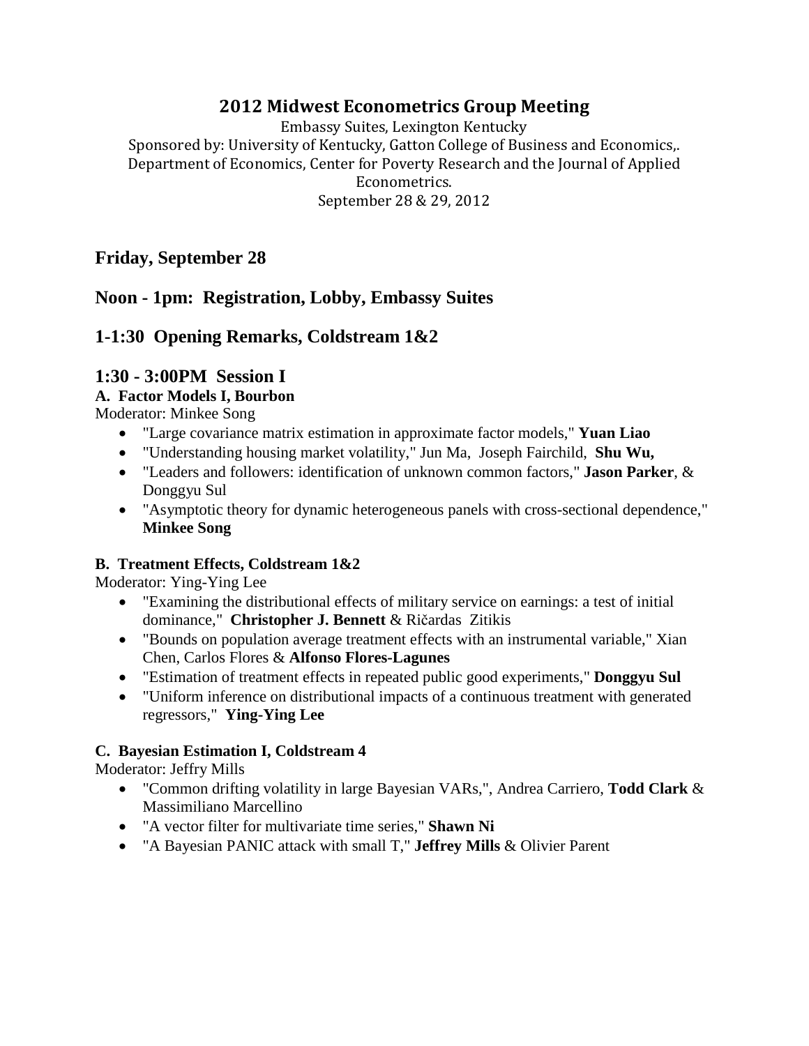# 2012 Midwest Econometrics Group Meeting

Embassy Suites, Lexington Kentucky
Sponsored by: University of Kentucky, Gatton College of Business and Economics,. Department of Economics, Center for Poverty Research and the Journal of Applied Econometrics.
September 28 & 29, 2012

## Friday, September 28

## Noon - 1pm: Registration, Lobby, Embassy Suites

## 1-1:30 Opening Remarks, Coldstream 1&2

## 1:30 - 3:00PM Session I

**A. Factor Models I, Bourbon**

Moderator: Minkee Song

- "Large covariance matrix estimation in approximate factor models," **Yuan Liao**
- "Understanding housing market volatility," Jun Ma, Joseph Fairchild, **Shu Wu,**
- "Leaders and followers: identification of unknown common factors," **Jason Parker**, & Donggyu Sul
- "Asymptotic theory for dynamic heterogeneous panels with cross-sectional dependence," **Minkee Song**

**B. Treatment Effects, Coldstream 1&2**

Moderator: Ying-Ying Lee

- "Examining the distributional effects of military service on earnings: a test of initial dominance," **Christopher J. Bennett** & Ričardas Zitikis
- "Bounds on population average treatment effects with an instrumental variable," Xian Chen, Carlos Flores & **Alfonso Flores-Lagunes**
- "Estimation of treatment effects in repeated public good experiments," **Donggyu Sul**
- "Uniform inference on distributional impacts of a continuous treatment with generated regressors," **Ying-Ying Lee**

**C. Bayesian Estimation I, Coldstream 4**

Moderator: Jeffry Mills

- "Common drifting volatility in large Bayesian VARs,", Andrea Carriero, **Todd Clark** & Massimiliano Marcellino
- "A vector filter for multivariate time series," **Shawn Ni**
- "A Bayesian PANIC attack with small T," **Jeffrey Mills** & Olivier Parent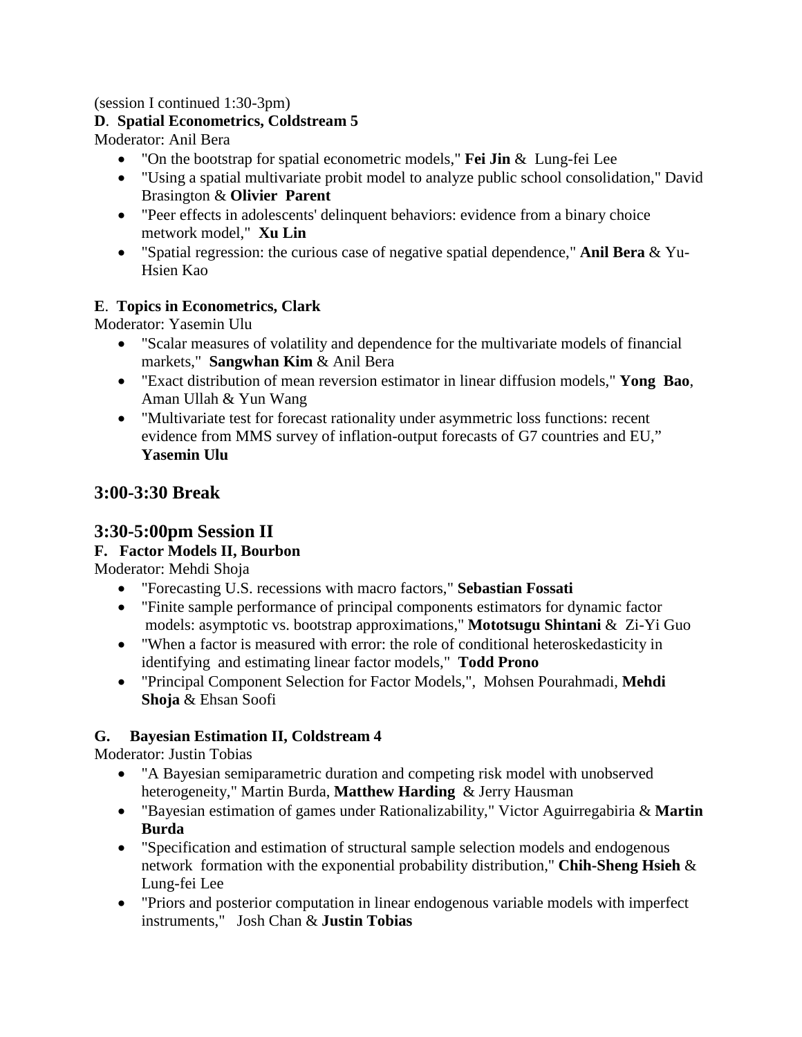(session I continued 1:30-3pm)

**D**. **Spatial Econometrics, Coldstream 5**

Moderator: Anil Bera

- "On the bootstrap for spatial econometric models," **Fei Jin** & Lung-fei Lee
- "Using a spatial multivariate probit model to analyze public school consolidation," David Brasington & **Olivier Parent**
- "Peer effects in adolescents' delinquent behaviors: evidence from a binary choice metwork model," **Xu Lin**
- "Spatial regression: the curious case of negative spatial dependence," **Anil Bera** & Yu-Hsien Kao

**E**. **Topics in Econometrics, Clark**

Moderator: Yasemin Ulu

- "Scalar measures of volatility and dependence for the multivariate models of financial markets," **Sangwhan Kim** & Anil Bera
- "Exact distribution of mean reversion estimator in linear diffusion models," **Yong Bao**, Aman Ullah & Yun Wang
- "Multivariate test for forecast rationality under asymmetric loss functions: recent evidence from MMS survey of inflation-output forecasts of G7 countries and EU," **Yasemin Ulu**

## 3:00-3:30 Break

## 3:30-5:00pm Session II

**F. Factor Models II, Bourbon**

Moderator: Mehdi Shoja

- "Forecasting U.S. recessions with macro factors," **Sebastian Fossati**
- "Finite sample performance of principal components estimators for dynamic factor models: asymptotic vs. bootstrap approximations," **Mototsugu Shintani** & Zi-Yi Guo
- "When a factor is measured with error: the role of conditional heteroskedasticity in identifying and estimating linear factor models," **Todd Prono**
- "Principal Component Selection for Factor Models,", Mohsen Pourahmadi, **Mehdi Shoja** & Ehsan Soofi

**G. Bayesian Estimation II, Coldstream 4**

Moderator: Justin Tobias

- "A Bayesian semiparametric duration and competing risk model with unobserved heterogeneity," Martin Burda, **Matthew Harding** & Jerry Hausman
- "Bayesian estimation of games under Rationalizability," Victor Aguirregabiria & **Martin Burda**
- "Specification and estimation of structural sample selection models and endogenous network formation with the exponential probability distribution," **Chih-Sheng Hsieh** & Lung-fei Lee
- "Priors and posterior computation in linear endogenous variable models with imperfect instruments," Josh Chan & **Justin Tobias**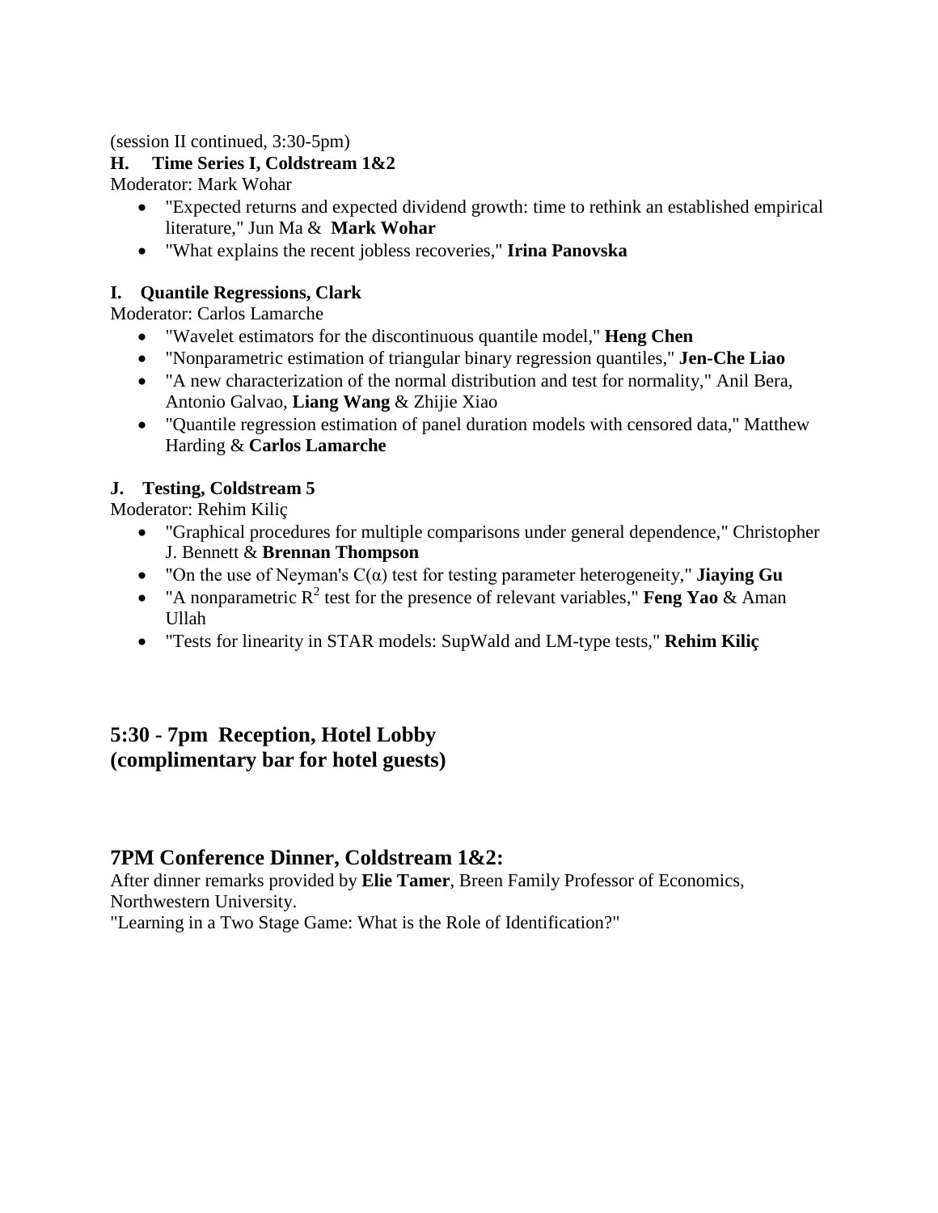(session II continued, 3:30-5pm)

**H. Time Series I, Coldstream 1&2**

Moderator: Mark Wohar

- "Expected returns and expected dividend growth: time to rethink an established empirical literature," Jun Ma & **Mark Wohar**
- "What explains the recent jobless recoveries," **Irina Panovska**

**I. Quantile Regressions, Clark**

Moderator: Carlos Lamarche

- "Wavelet estimators for the discontinuous quantile model," **Heng Chen**
- "Nonparametric estimation of triangular binary regression quantiles," **Jen-Che Liao**
- "A new characterization of the normal distribution and test for normality," Anil Bera, Antonio Galvao, **Liang Wang** & Zhijie Xiao
- "Quantile regression estimation of panel duration models with censored data," Matthew Harding & **Carlos Lamarche**

**J. Testing, Coldstream 5**

Moderator: Rehim Kiliç

- "Graphical procedures for multiple comparisons under general dependence," Christopher J. Bennett & **Brennan Thompson**
- "On the use of Neyman's $C(\alpha)$ test for testing parameter heterogeneity," **Jiaying Gu**
- "A nonparametric $R^2$ test for the presence of relevant variables," **Feng Yao** & Aman Ullah
- "Tests for linearity in STAR models: SupWald and LM-type tests," **Rehim Kiliç**

## 5:30 - 7pm Reception, Hotel Lobby (complimentary bar for hotel guests)

## 7PM Conference Dinner, Coldstream 1&2:

After dinner remarks provided by **Elie Tamer**, Breen Family Professor of Economics, Northwestern University.

"Learning in a Two Stage Game: What is the Role of Identification?"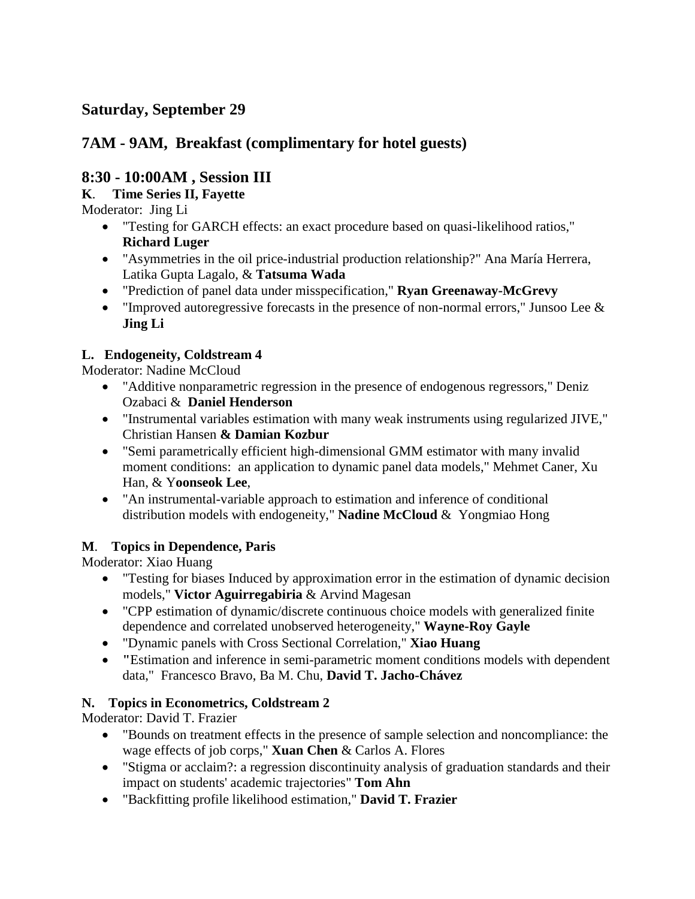## Saturday, September 29

## 7AM - 9AM, Breakfast (complimentary for hotel guests)

## 8:30 - 10:00AM , Session III

**K. Time Series II, Fayette**

Moderator: Jing Li

- "Testing for GARCH effects: an exact procedure based on quasi-likelihood ratios," **Richard Luger**
- "Asymmetries in the oil price-industrial production relationship?" Ana María Herrera, Latika Gupta Lagalo, & **Tatsuma Wada**
- "Prediction of panel data under misspecification," **Ryan Greenaway-McGrevy**
- "Improved autoregressive forecasts in the presence of non-normal errors," Junsoo Lee & **Jing Li**

**L. Endogeneity, Coldstream 4**

Moderator: Nadine McCloud

- "Additive nonparametric regression in the presence of endogenous regressors," Deniz Ozabaci & **Daniel Henderson**
- "Instrumental variables estimation with many weak instruments using regularized JIVE," Christian Hansen **& Damian Kozbur**
- "Semi parametrically efficient high-dimensional GMM estimator with many invalid moment conditions: an application to dynamic panel data models," Mehmet Caner, Xu Han, & Y**oonseok Lee**,
- "An instrumental-variable approach to estimation and inference of conditional distribution models with endogeneity," **Nadine McCloud** & Yongmiao Hong

**M. Topics in Dependence, Paris**

Moderator: Xiao Huang

- "Testing for biases Induced by approximation error in the estimation of dynamic decision models," **Victor Aguirregabiria** & Arvind Magesan
- "CPP estimation of dynamic/discrete continuous choice models with generalized finite dependence and correlated unobserved heterogeneity," **Wayne-Roy Gayle**
- "Dynamic panels with Cross Sectional Correlation," **Xiao Huang**
- **"**Estimation and inference in semi-parametric moment conditions models with dependent data," Francesco Bravo, Ba M. Chu, **David T. Jacho-Chávez**

**N. Topics in Econometrics, Coldstream 2**

Moderator: David T. Frazier

- "Bounds on treatment effects in the presence of sample selection and noncompliance: the wage effects of job corps," **Xuan Chen** & Carlos A. Flores
- "Stigma or acclaim?: a regression discontinuity analysis of graduation standards and their impact on students' academic trajectories" **Tom Ahn**
- "Backfitting profile likelihood estimation," **David T. Frazier**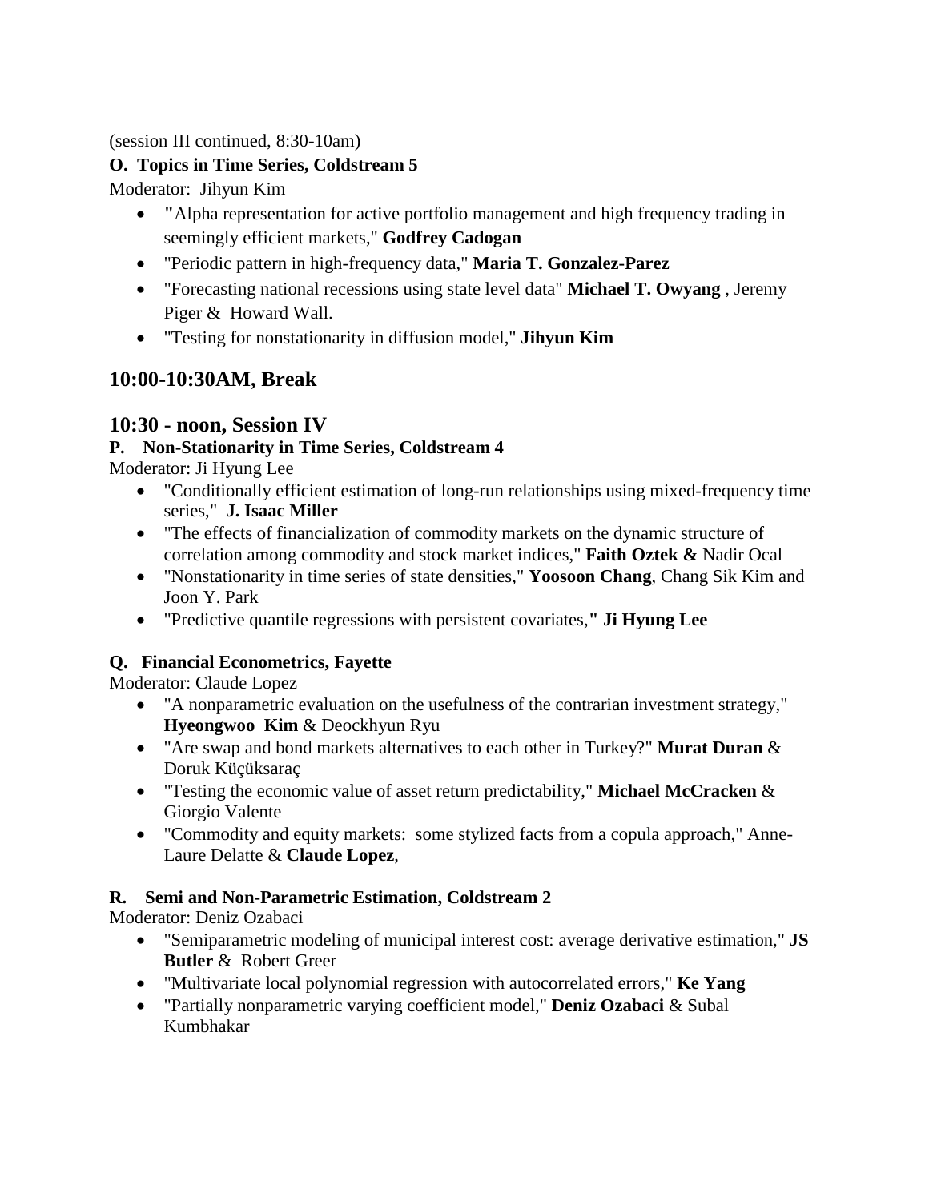(session III continued, 8:30-10am)

**O. Topics in Time Series, Coldstream 5**

Moderator: Jihyun Kim

- "Alpha representation for active portfolio management and high frequency trading in seemingly efficient markets," **Godfrey Cadogan**
- "Periodic pattern in high-frequency data," **Maria T. Gonzalez-Parez**
- "Forecasting national recessions using state level data" **Michael T. Owyang** , Jeremy Piger & Howard Wall.
- "Testing for nonstationarity in diffusion model," **Jihyun Kim**

## 10:00-10:30AM, Break

## 10:30 - noon, Session IV

**P. Non-Stationarity in Time Series, Coldstream 4**

Moderator: Ji Hyung Lee

- "Conditionally efficient estimation of long-run relationships using mixed-frequency time series," **J. Isaac Miller**
- "The effects of financialization of commodity markets on the dynamic structure of correlation among commodity and stock market indices," **Faith Oztek &** Nadir Ocal
- "Nonstationarity in time series of state densities," **Yoosoon Chang**, Chang Sik Kim and Joon Y. Park
- "Predictive quantile regressions with persistent covariates," **Ji Hyung Lee**

**Q. Financial Econometrics, Fayette**

Moderator: Claude Lopez

- "A nonparametric evaluation on the usefulness of the contrarian investment strategy," **Hyeongwoo Kim** & Deockhyun Ryu
- "Are swap and bond markets alternatives to each other in Turkey?" **Murat Duran** & Doruk Küçüksaraç
- "Testing the economic value of asset return predictability," **Michael McCracken** & Giorgio Valente
- "Commodity and equity markets: some stylized facts from a copula approach," Anne-Laure Delatte & **Claude Lopez**,

**R. Semi and Non-Parametric Estimation, Coldstream 2**

Moderator: Deniz Ozabaci

- "Semiparametric modeling of municipal interest cost: average derivative estimation," **JS Butler** & Robert Greer
- "Multivariate local polynomial regression with autocorrelated errors," **Ke Yang**
- "Partially nonparametric varying coefficient model," **Deniz Ozabaci** & Subal Kumbhakar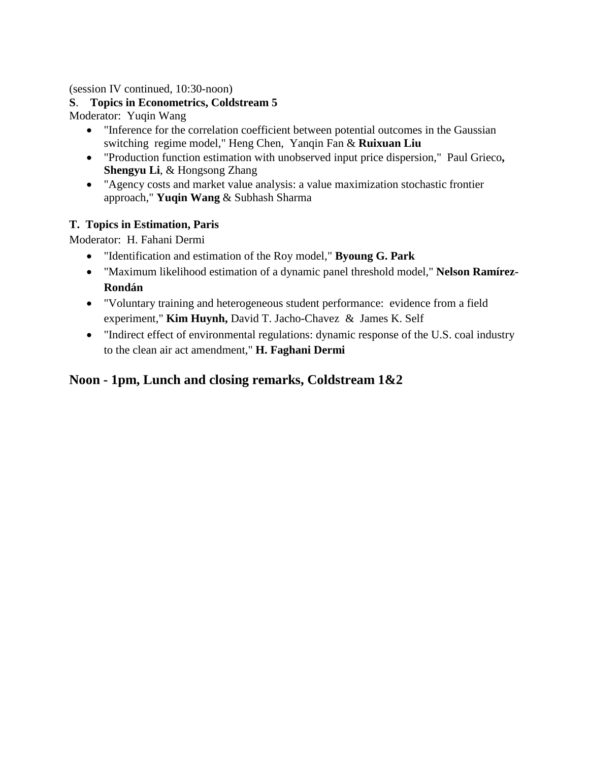(session IV continued, 10:30-noon)

**S**. **Topics in Econometrics, Coldstream 5**

Moderator: Yuqin Wang

- "Inference for the correlation coefficient between potential outcomes in the Gaussian switching regime model," Heng Chen, Yanqin Fan & **Ruixuan Liu**
- "Production function estimation with unobserved input price dispersion," Paul Grieco**,** **Shengyu Li**, & Hongsong Zhang
- "Agency costs and market value analysis: a value maximization stochastic frontier approach," **Yuqin Wang** & Subhash Sharma

**T. Topics in Estimation, Paris**

Moderator: H. Fahani Dermi

- "Identification and estimation of the Roy model," **Byoung G. Park**
- "Maximum likelihood estimation of a dynamic panel threshold model," **Nelson Ramírez-Rondán**
- "Voluntary training and heterogeneous student performance: evidence from a field experiment," **Kim Huynh,** David T. Jacho-Chavez & James K. Self
- "Indirect effect of environmental regulations: dynamic response of the U.S. coal industry to the clean air act amendment," **H. Faghani Dermi**

## Noon - 1pm, Lunch and closing remarks, Coldstream 1&2